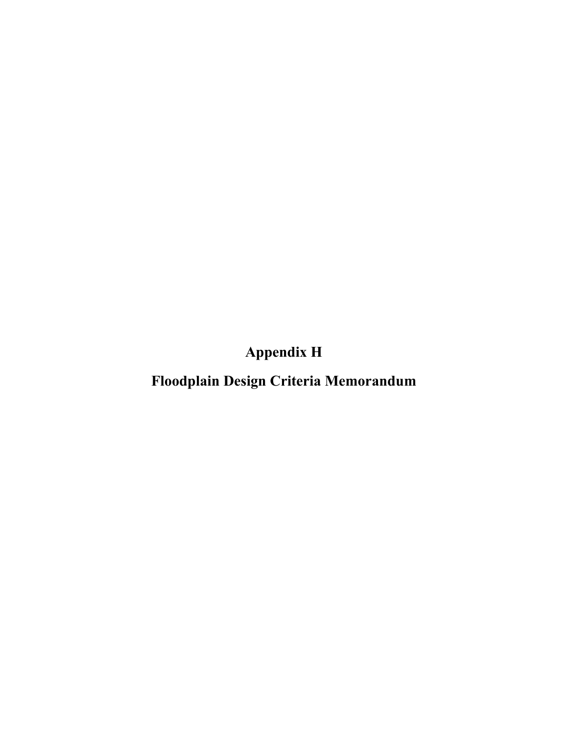# Appendix H

# Floodplain Design Criteria Memorandum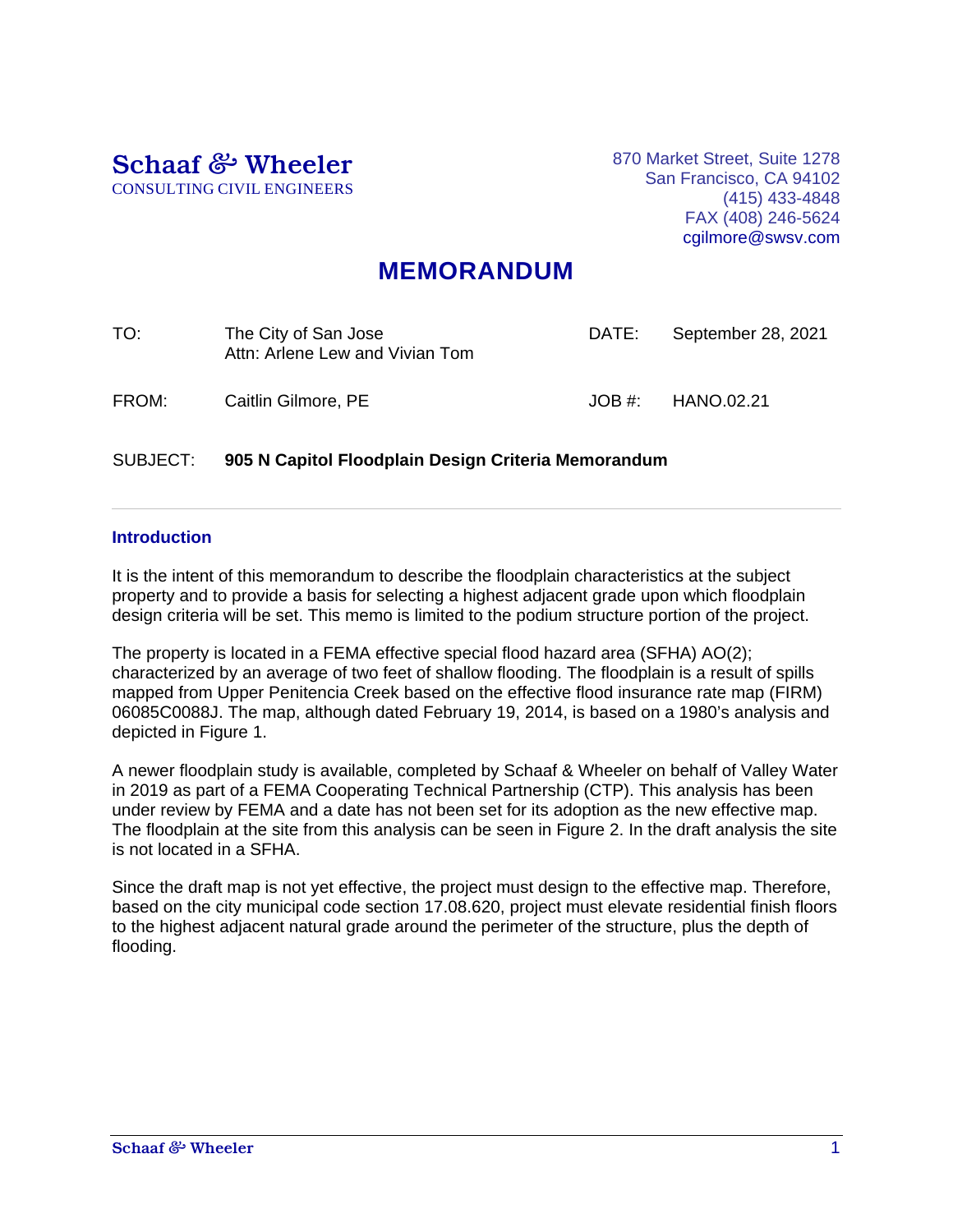# Schaaf & Wheeler

CONSULTING CIVIL ENGINEERS

870 Market Street, Suite 1278
San Francisco, CA 94102
(415) 433-4848
FAX (408) 246-5624
cgilmore@swsv.com

## MEMORANDUM

| | | | |
|---|---|---|---|
| TO: | The City of San Jose<br>Attn: Arlene Lew and Vivian Tom | DATE: | September 28, 2021 |
| FROM: | Caitlin Gilmore, PE | JOB #: | HANO.02.21 |

SUBJECT: **905 N Capitol Floodplain Design Criteria Memorandum**

### Introduction

It is the intent of this memorandum to describe the floodplain characteristics at the subject property and to provide a basis for selecting a highest adjacent grade upon which floodplain design criteria will be set. This memo is limited to the podium structure portion of the project.

The property is located in a FEMA effective special flood hazard area (SFHA) AO(2); characterized by an average of two feet of shallow flooding. The floodplain is a result of spills mapped from Upper Penitencia Creek based on the effective flood insurance rate map (FIRM) 06085C0088J. The map, although dated February 19, 2014, is based on a 1980's analysis and depicted in Figure 1.

A newer floodplain study is available, completed by Schaaf & Wheeler on behalf of Valley Water in 2019 as part of a FEMA Cooperating Technical Partnership (CTP). This analysis has been under review by FEMA and a date has not been set for its adoption as the new effective map. The floodplain at the site from this analysis can be seen in Figure 2. In the draft analysis the site is not located in a SFHA.

Since the draft map is not yet effective, the project must design to the effective map. Therefore, based on the city municipal code section 17.08.620, project must elevate residential finish floors to the highest adjacent natural grade around the perimeter of the structure, plus the depth of flooding.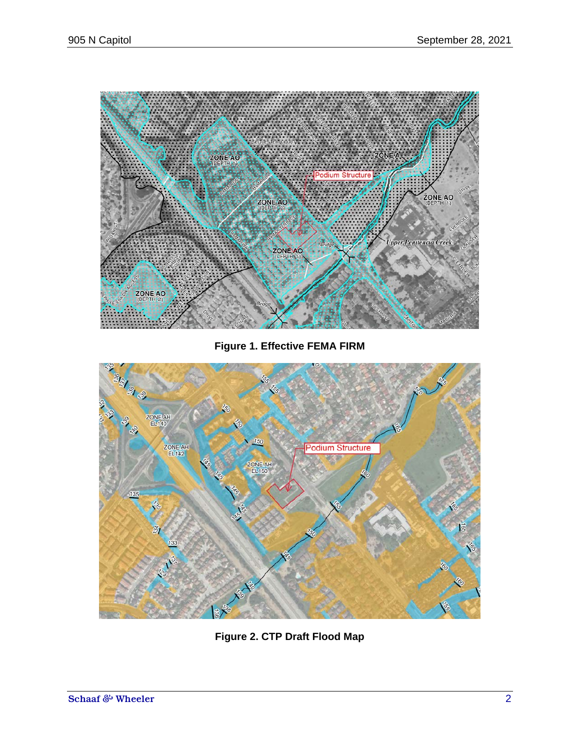**Figure 1. Effective FEMA FIRM**

**Figure 2. CTP Draft Flood Map**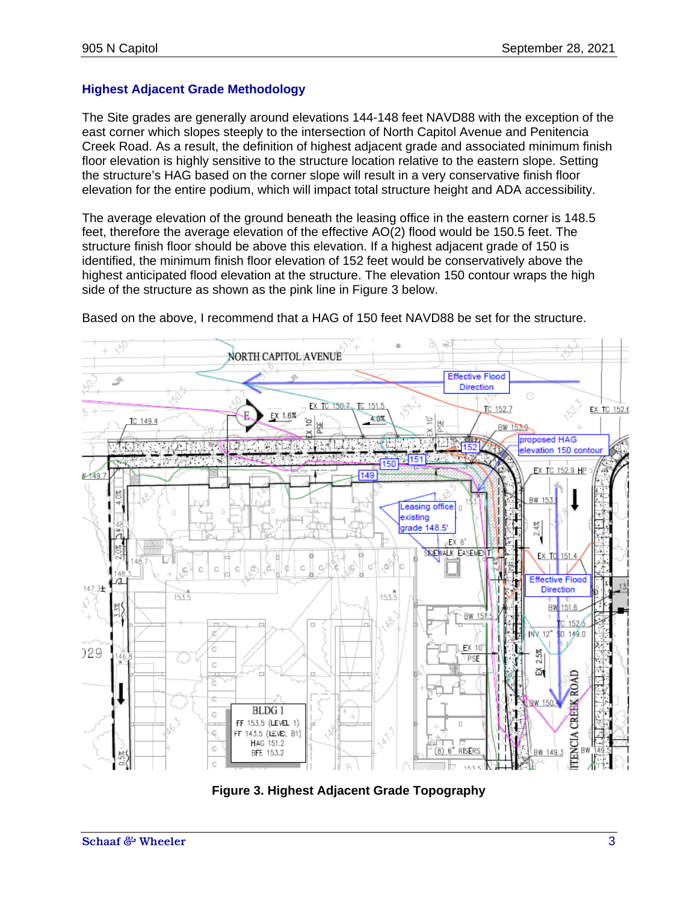## Highest Adjacent Grade Methodology

The Site grades are generally around elevations 144-148 feet NAVD88 with the exception of the east corner which slopes steeply to the intersection of North Capitol Avenue and Penitencia Creek Road. As a result, the definition of highest adjacent grade and associated minimum finish floor elevation is highly sensitive to the structure location relative to the eastern slope. Setting the structure's HAG based on the corner slope will result in a very conservative finish floor elevation for the entire podium, which will impact total structure height and ADA accessibility.

The average elevation of the ground beneath the leasing office in the eastern corner is 148.5 feet, therefore the average elevation of the effective AO(2) flood would be 150.5 feet. The structure finish floor should be above this elevation. If a highest adjacent grade of 150 is identified, the minimum finish floor elevation of 152 feet would be conservatively above the highest anticipated flood elevation at the structure. The elevation 150 contour wraps the high side of the structure as shown as the pink line in Figure 3 below.

Based on the above, I recommend that a HAG of 150 feet NAVD88 be set for the structure.

**Figure 3. Highest Adjacent Grade Topography**